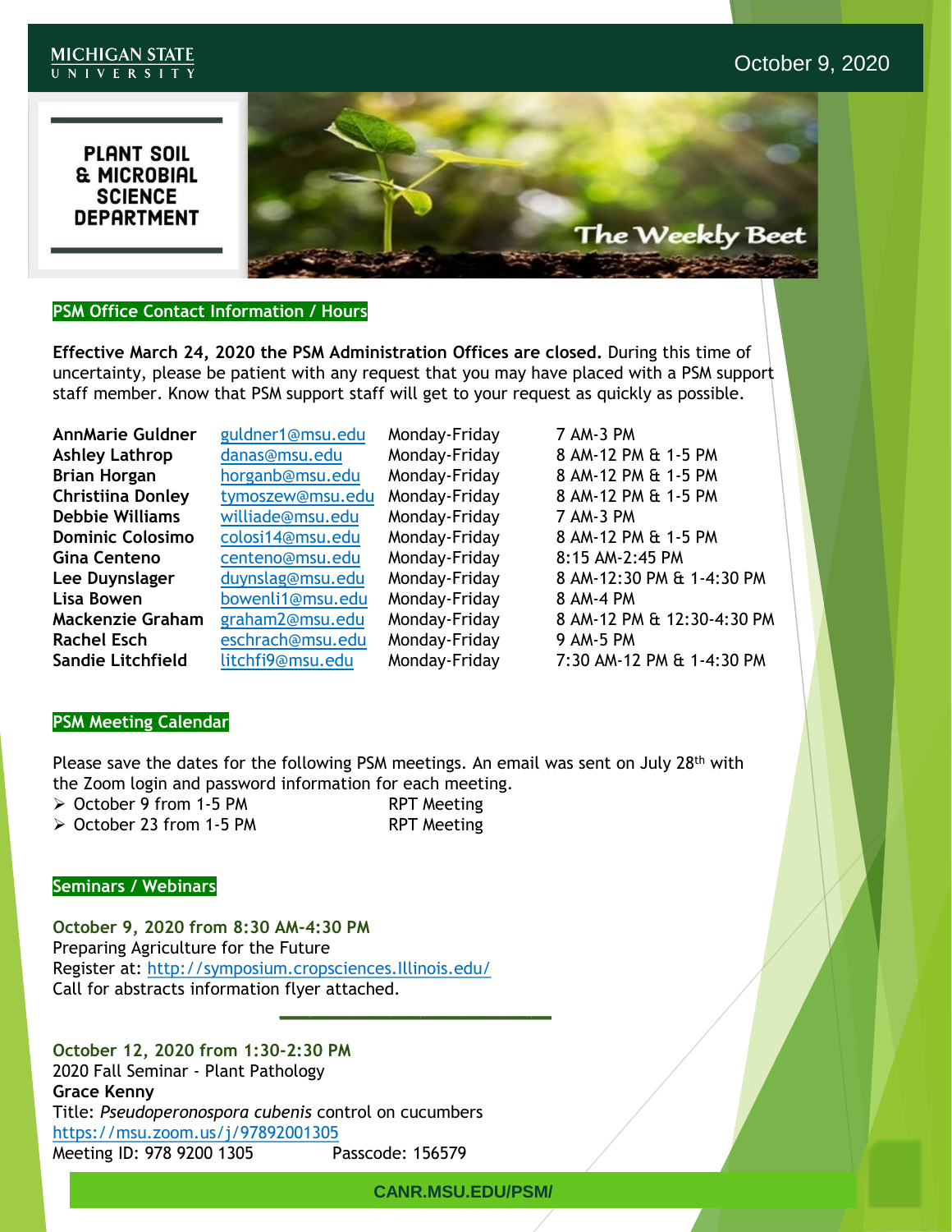MICHIGAN STATE UNIVERSITY

October 9, 2020

# PLANT SOIL & MICROBIAL SCIENCE DEPARTMENT

## The Weekly Beet

### PSM Office Contact Information / Hours

**Effective March 24, 2020 the PSM Administration Offices are closed.** During this time of uncertainty, please be patient with any request that you may have placed with a PSM support staff member. Know that PSM support staff will get to your request as quickly as possible.

| | | | |
|---|---|---|---|
| **AnnMarie Guldner** | guldner1@msu.edu | Monday-Friday | 7 AM-3 PM |
| **Ashley Lathrop** | danas@msu.edu | Monday-Friday | 8 AM-12 PM & 1-5 PM |
| **Brian Horgan** | horganb@msu.edu | Monday-Friday | 8 AM-12 PM & 1-5 PM |
| **Christiina Donley** | tymoszew@msu.edu | Monday-Friday | 8 AM-12 PM & 1-5 PM |
| **Debbie Williams** | williade@msu.edu | Monday-Friday | 7 AM-3 PM |
| **Dominic Colosimo** | colosi14@msu.edu | Monday-Friday | 8 AM-12 PM & 1-5 PM |
| **Gina Centeno** | centeno@msu.edu | Monday-Friday | 8:15 AM-2:45 PM |
| **Lee Duynslager** | duynslag@msu.edu | Monday-Friday | 8 AM-12:30 PM & 1-4:30 PM |
| **Lisa Bowen** | bowenli1@msu.edu | Monday-Friday | 8 AM-4 PM |
| **Mackenzie Graham** | graham2@msu.edu | Monday-Friday | 8 AM-12 PM & 12:30-4:30 PM |
| **Rachel Esch** | eschrach@msu.edu | Monday-Friday | 9 AM-5 PM |
| **Sandie Litchfield** | litchfi9@msu.edu | Monday-Friday | 7:30 AM-12 PM & 1-4:30 PM |

### PSM Meeting Calendar

Please save the dates for the following PSM meetings. An email was sent on July 28th with the Zoom login and password information for each meeting.

- October 9 from 1-5 PM — RPT Meeting
- October 23 from 1-5 PM — RPT Meeting

### Seminars / Webinars

**October 9, 2020 from 8:30 AM-4:30 PM**
Preparing Agriculture for the Future
Register at: http://symposium.cropsciences.Illinois.edu/
Call for abstracts information flyer attached.

---

**October 12, 2020 from 1:30-2:30 PM**
2020 Fall Seminar - Plant Pathology
**Grace Kenny**
Title: *Pseudoperonospora cubenis* control on cucumbers
https://msu.zoom.us/j/97892001305
Meeting ID: 978 9200 1305 Passcode: 156579

CANR.MSU.EDU/PSM/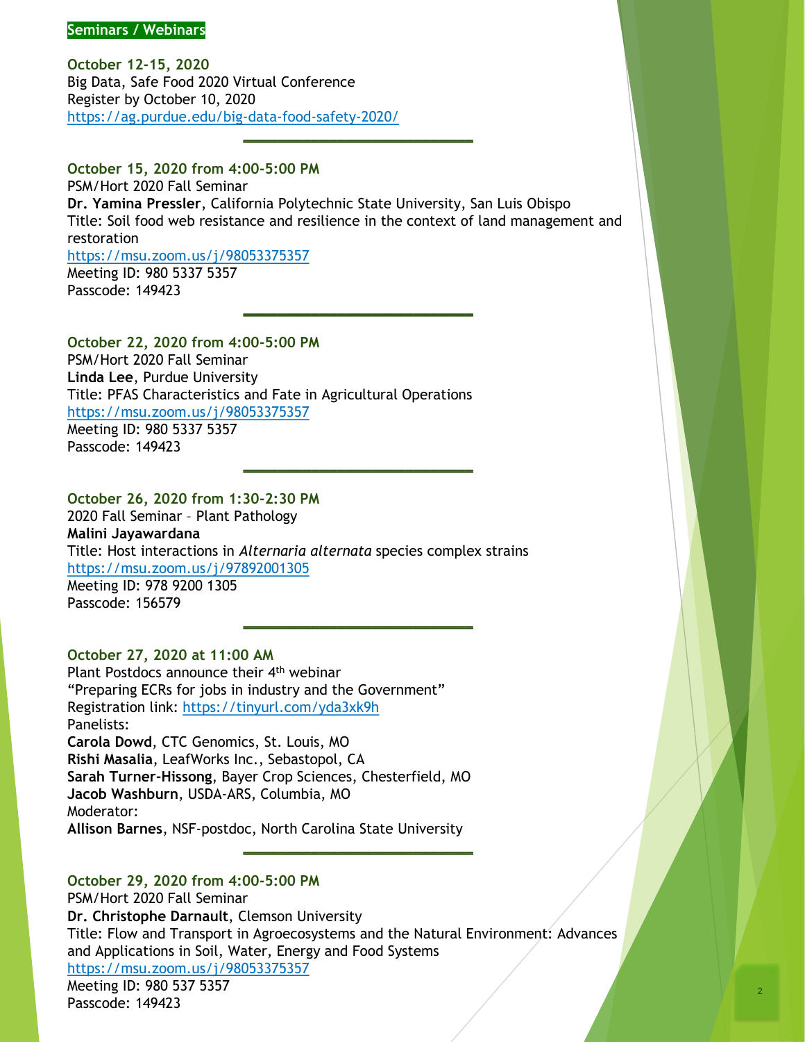## Seminars / Webinars

**October 12-15, 2020**
Big Data, Safe Food 2020 Virtual Conference
Register by October 10, 2020
https://ag.purdue.edu/big-data-food-safety-2020/

---

**October 15, 2020 from 4:00-5:00 PM**
PSM/Hort 2020 Fall Seminar
**Dr. Yamina Pressler**, California Polytechnic State University, San Luis Obispo
Title: Soil food web resistance and resilience in the context of land management and restoration
https://msu.zoom.us/j/98053375357
Meeting ID: 980 5337 5357
Passcode: 149423

---

**October 22, 2020 from 4:00-5:00 PM**
PSM/Hort 2020 Fall Seminar
**Linda Lee**, Purdue University
Title: PFAS Characteristics and Fate in Agricultural Operations
https://msu.zoom.us/j/98053375357
Meeting ID: 980 5337 5357
Passcode: 149423

---

**October 26, 2020 from 1:30-2:30 PM**
2020 Fall Seminar – Plant Pathology
**Malini Jayawardana**
Title: Host interactions in *Alternaria alternata* species complex strains
https://msu.zoom.us/j/97892001305
Meeting ID: 978 9200 1305
Passcode: 156579

---

**October 27, 2020 at 11:00 AM**
Plant Postdocs announce their 4th webinar
"Preparing ECRs for jobs in industry and the Government"
Registration link: https://tinyurl.com/yda3xk9h
Panelists:
**Carola Dowd**, CTC Genomics, St. Louis, MO
**Rishi Masalia**, LeafWorks Inc., Sebastopol, CA
**Sarah Turner-Hissong**, Bayer Crop Sciences, Chesterfield, MO
**Jacob Washburn**, USDA-ARS, Columbia, MO
Moderator:
**Allison Barnes**, NSF-postdoc, North Carolina State University

---

**October 29, 2020 from 4:00-5:00 PM**
PSM/Hort 2020 Fall Seminar
**Dr. Christophe Darnault**, Clemson University
Title: Flow and Transport in Agroecosystems and the Natural Environment: Advances and Applications in Soil, Water, Energy and Food Systems
https://msu.zoom.us/j/98053375357
Meeting ID: 980 537 5357
Passcode: 149423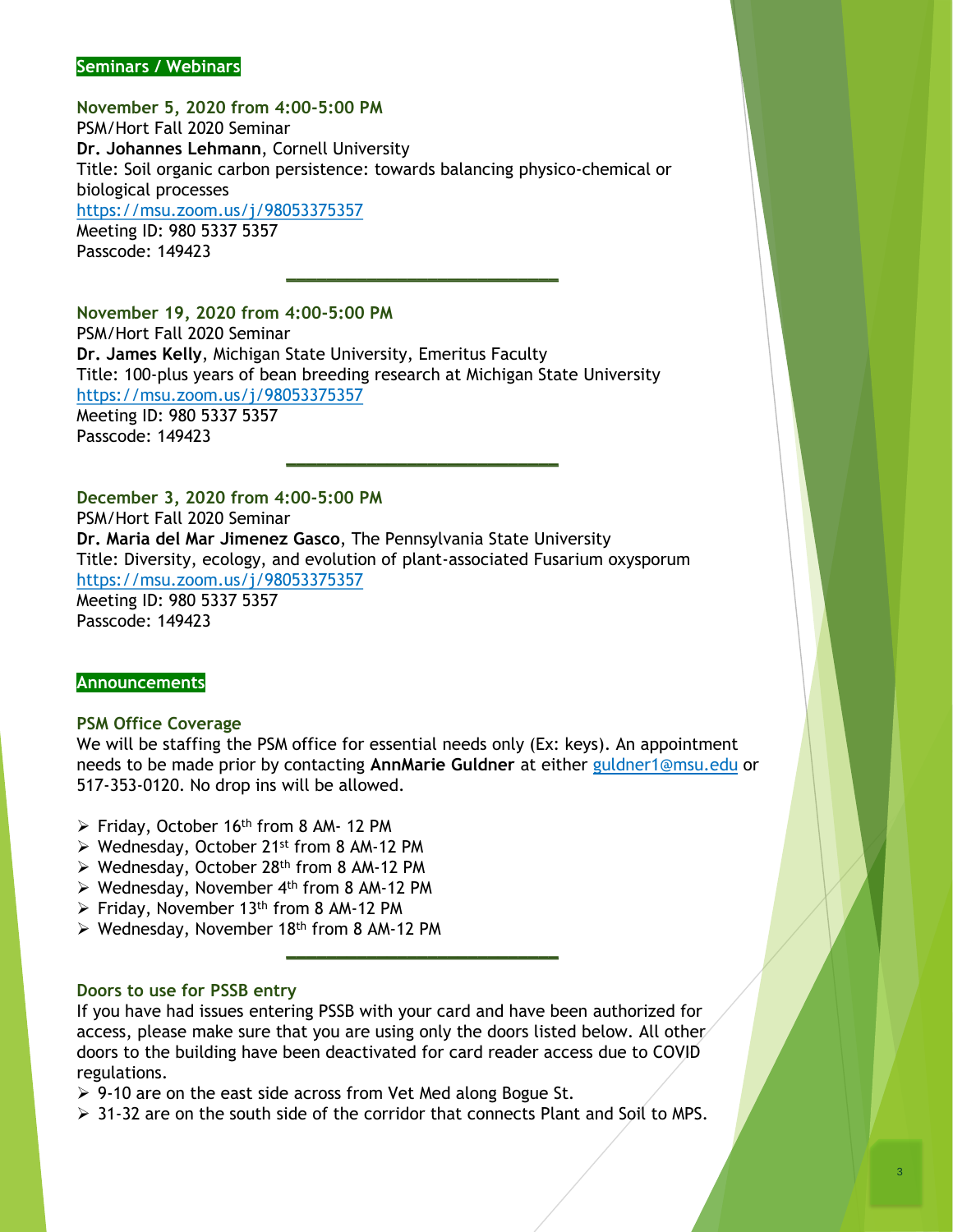## Seminars / Webinars

**November 5, 2020 from 4:00-5:00 PM**
PSM/Hort Fall 2020 Seminar
**Dr. Johannes Lehmann**, Cornell University
Title: Soil organic carbon persistence: towards balancing physico-chemical or biological processes
https://msu.zoom.us/j/98053375357
Meeting ID: 980 5337 5357
Passcode: 149423

---

**November 19, 2020 from 4:00-5:00 PM**
PSM/Hort Fall 2020 Seminar
**Dr. James Kelly**, Michigan State University, Emeritus Faculty
Title: 100-plus years of bean breeding research at Michigan State University
https://msu.zoom.us/j/98053375357
Meeting ID: 980 5337 5357
Passcode: 149423

---

**December 3, 2020 from 4:00-5:00 PM**
PSM/Hort Fall 2020 Seminar
**Dr. Maria del Mar Jimenez Gasco**, The Pennsylvania State University
Title: Diversity, ecology, and evolution of plant-associated Fusarium oxysporum
https://msu.zoom.us/j/98053375357
Meeting ID: 980 5337 5357
Passcode: 149423

## Announcements

### PSM Office Coverage

We will be staffing the PSM office for essential needs only (Ex: keys). An appointment needs to be made prior by contacting **AnnMarie Guldner** at either guldner1@msu.edu or 517-353-0120. No drop ins will be allowed.

- Friday, October 16th from 8 AM- 12 PM
- Wednesday, October 21st from 8 AM-12 PM
- Wednesday, October 28th from 8 AM-12 PM
- Wednesday, November 4th from 8 AM-12 PM
- Friday, November 13th from 8 AM-12 PM
- Wednesday, November 18th from 8 AM-12 PM

---

### Doors to use for PSSB entry

If you have had issues entering PSSB with your card and have been authorized for access, please make sure that you are using only the doors listed below. All other doors to the building have been deactivated for card reader access due to COVID regulations.

- 9-10 are on the east side across from Vet Med along Bogue St.
- 31-32 are on the south side of the corridor that connects Plant and Soil to MPS.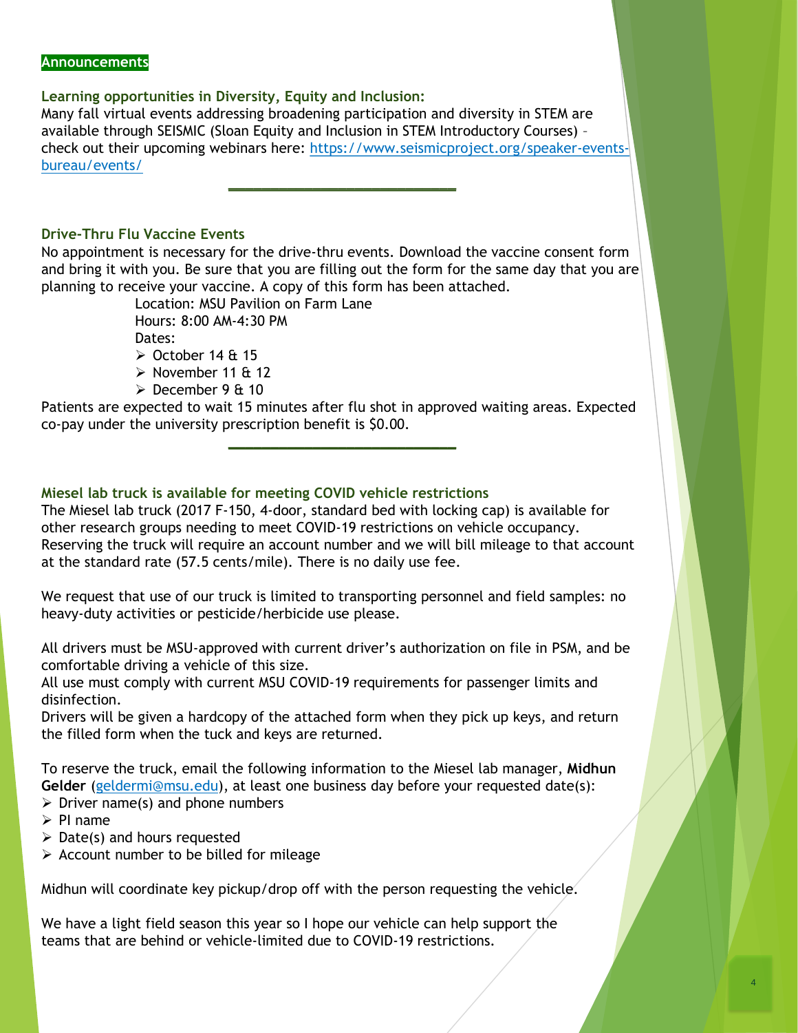## Announcements

### Learning opportunities in Diversity, Equity and Inclusion:

Many fall virtual events addressing broadening participation and diversity in STEM are available through SEISMIC (Sloan Equity and Inclusion in STEM Introductory Courses) – check out their upcoming webinars here: [https://www.seismicproject.org/speaker-events-bureau/events/](https://www.seismicproject.org/speaker-events-bureau/events/)

---

### Drive-Thru Flu Vaccine Events

No appointment is necessary for the drive-thru events. Download the vaccine consent form and bring it with you. Be sure that you are filling out the form for the same day that you are planning to receive your vaccine. A copy of this form has been attached.

Location: MSU Pavilion on Farm Lane
Hours: 8:00 AM-4:30 PM
Dates:

- October 14 & 15
- November 11 & 12
- December 9 & 10

Patients are expected to wait 15 minutes after flu shot in approved waiting areas. Expected co-pay under the university prescription benefit is $0.00.

---

### Miesel lab truck is available for meeting COVID vehicle restrictions

The Miesel lab truck (2017 F-150, 4-door, standard bed with locking cap) is available for other research groups needing to meet COVID-19 restrictions on vehicle occupancy. Reserving the truck will require an account number and we will bill mileage to that account at the standard rate (57.5 cents/mile). There is no daily use fee.

We request that use of our truck is limited to transporting personnel and field samples: no heavy-duty activities or pesticide/herbicide use please.

All drivers must be MSU-approved with current driver's authorization on file in PSM, and be comfortable driving a vehicle of this size.
All use must comply with current MSU COVID-19 requirements for passenger limits and disinfection.
Drivers will be given a hardcopy of the attached form when they pick up keys, and return the filled form when the tuck and keys are returned.

To reserve the truck, email the following information to the Miesel lab manager, **Midhun Gelder** ([geldermi@msu.edu](mailto:geldermi@msu.edu)), at least one business day before your requested date(s):

- Driver name(s) and phone numbers
- PI name
- Date(s) and hours requested
- Account number to be billed for mileage

Midhun will coordinate key pickup/drop off with the person requesting the vehicle.

We have a light field season this year so I hope our vehicle can help support the teams that are behind or vehicle-limited due to COVID-19 restrictions.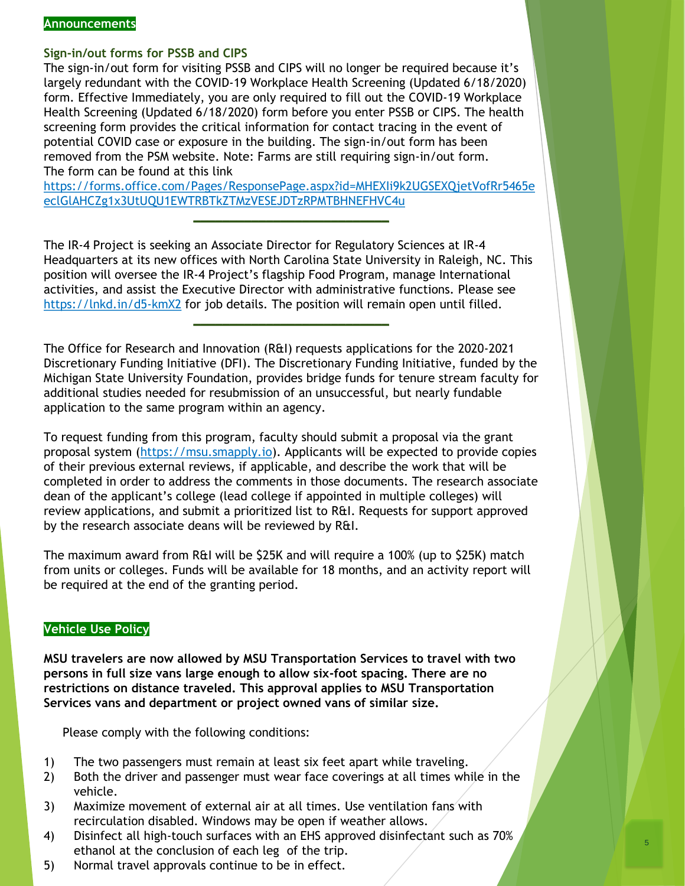## Announcements

### Sign-in/out forms for PSSB and CIPS

The sign-in/out form for visiting PSSB and CIPS will no longer be required because it's largely redundant with the COVID-19 Workplace Health Screening (Updated 6/18/2020) form. Effective Immediately, you are only required to fill out the COVID-19 Workplace Health Screening (Updated 6/18/2020) form before you enter PSSB or CIPS. The health screening form provides the critical information for contact tracing in the event of potential COVID case or exposure in the building. The sign-in/out form has been removed from the PSM website. Note: Farms are still requiring sign-in/out form. The form can be found at this link https://forms.office.com/Pages/ResponsePage.aspx?id=MHEXIi9k2UGSEXQjetVofRr5465eeclGlAHCZg1x3UtUQU1EWTRBTkZTMzVESEJDTzRPMTBHNEFHVC4u

---

The IR-4 Project is seeking an Associate Director for Regulatory Sciences at IR-4 Headquarters at its new offices with North Carolina State University in Raleigh, NC. This position will oversee the IR-4 Project's flagship Food Program, manage International activities, and assist the Executive Director with administrative functions. Please see https://lnkd.in/d5-kmX2 for job details. The position will remain open until filled.

---

The Office for Research and Innovation (R&I) requests applications for the 2020-2021 Discretionary Funding Initiative (DFI). The Discretionary Funding Initiative, funded by the Michigan State University Foundation, provides bridge funds for tenure stream faculty for additional studies needed for resubmission of an unsuccessful, but nearly fundable application to the same program within an agency.

To request funding from this program, faculty should submit a proposal via the grant proposal system (https://msu.smapply.io). Applicants will be expected to provide copies of their previous external reviews, if applicable, and describe the work that will be completed in order to address the comments in those documents. The research associate dean of the applicant's college (lead college if appointed in multiple colleges) will review applications, and submit a prioritized list to R&I. Requests for support approved by the research associate deans will be reviewed by R&I.

The maximum award from R&I will be $25K and will require a 100% (up to $25K) match from units or colleges. Funds will be available for 18 months, and an activity report will be required at the end of the granting period.

## Vehicle Use Policy

**MSU travelers are now allowed by MSU Transportation Services to travel with two persons in full size vans large enough to allow six-foot spacing. There are no restrictions on distance traveled. This approval applies to MSU Transportation Services vans and department or project owned vans of similar size.**

Please comply with the following conditions:

1) The two passengers must remain at least six feet apart while traveling.
2) Both the driver and passenger must wear face coverings at all times while in the vehicle.
3) Maximize movement of external air at all times. Use ventilation fans with recirculation disabled. Windows may be open if weather allows.
4) Disinfect all high-touch surfaces with an EHS approved disinfectant such as 70% ethanol at the conclusion of each leg of the trip.
5) Normal travel approvals continue to be in effect.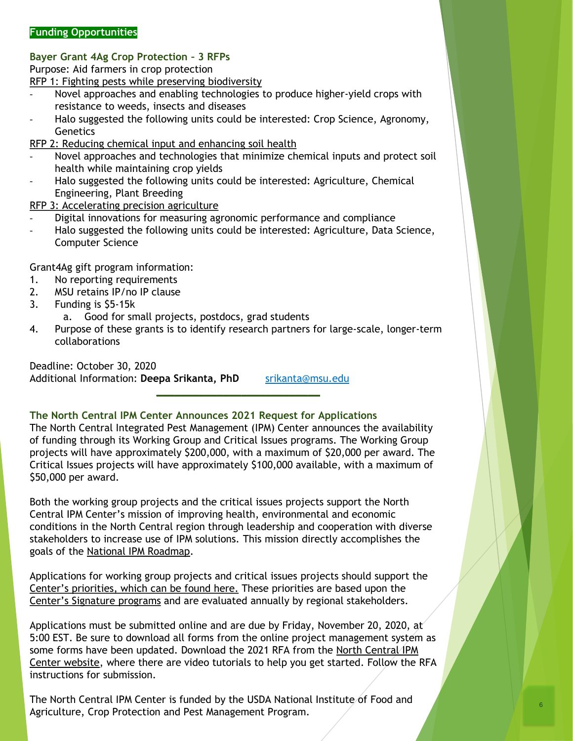## Funding Opportunities

### Bayer Grant 4Ag Crop Protection – 3 RFPs

Purpose: Aid farmers in crop protection

RFP 1: Fighting pests while preserving biodiversity

- Novel approaches and enabling technologies to produce higher-yield crops with resistance to weeds, insects and diseases
- Halo suggested the following units could be interested: Crop Science, Agronomy, Genetics

RFP 2: Reducing chemical input and enhancing soil health

- Novel approaches and technologies that minimize chemical inputs and protect soil health while maintaining crop yields
- Halo suggested the following units could be interested: Agriculture, Chemical Engineering, Plant Breeding

RFP 3: Accelerating precision agriculture

- Digital innovations for measuring agronomic performance and compliance
- Halo suggested the following units could be interested: Agriculture, Data Science, Computer Science

Grant4Ag gift program information:

1. No reporting requirements
2. MSU retains IP/no IP clause
3. Funding is $5-15k
   a. Good for small projects, postdocs, grad students
4. Purpose of these grants is to identify research partners for large-scale, longer-term collaborations

Deadline: October 30, 2020
Additional Information: **Deepa Srikanta, PhD** srikanta@msu.edu

---

### The North Central IPM Center Announces 2021 Request for Applications

The North Central Integrated Pest Management (IPM) Center announces the availability of funding through its Working Group and Critical Issues programs. The Working Group projects will have approximately $200,000, with a maximum of $20,000 per award. The Critical Issues projects will have approximately $100,000 available, with a maximum of $50,000 per award.

Both the working group projects and the critical issues projects support the North Central IPM Center's mission of improving health, environmental and economic conditions in the North Central region through leadership and cooperation with diverse stakeholders to increase use of IPM solutions. This mission directly accomplishes the goals of the National IPM Roadmap.

Applications for working group projects and critical issues projects should support the Center's priorities, which can be found here. These priorities are based upon the Center's Signature programs and are evaluated annually by regional stakeholders.

Applications must be submitted online and are due by Friday, November 20, 2020, at 5:00 EST. Be sure to download all forms from the online project management system as some forms have been updated. Download the 2021 RFA from the North Central IPM Center website, where there are video tutorials to help you get started. Follow the RFA instructions for submission.

The North Central IPM Center is funded by the USDA National Institute of Food and Agriculture, Crop Protection and Pest Management Program.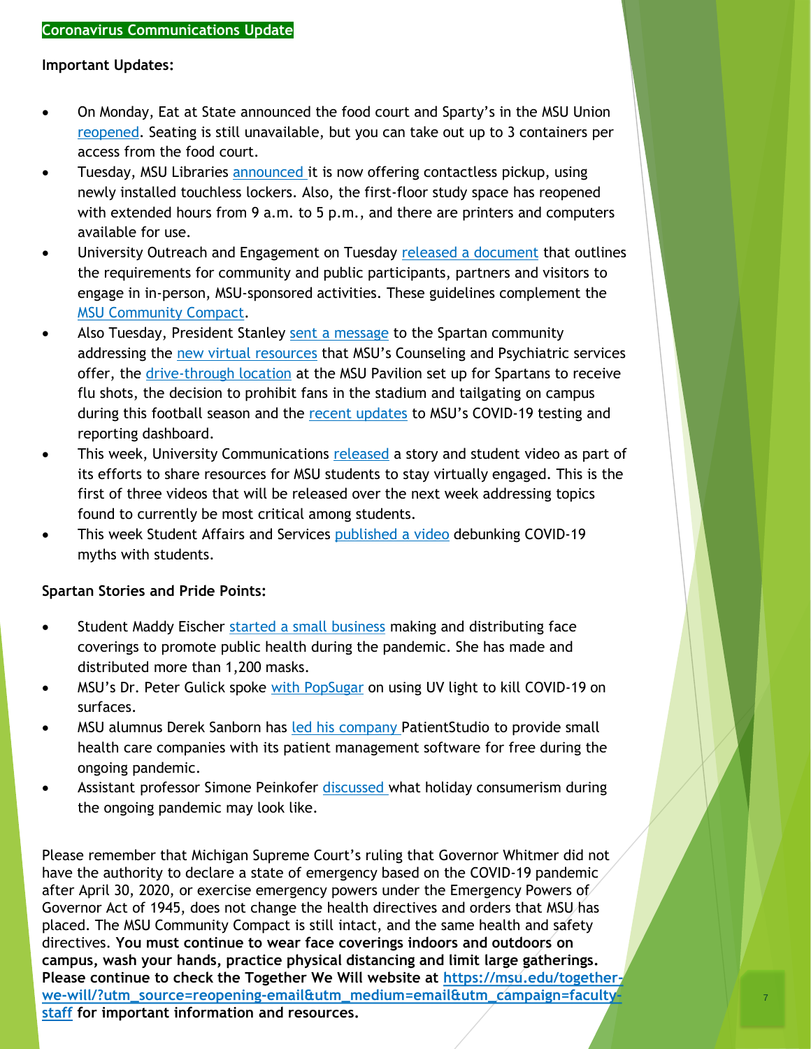**Coronavirus Communications Update**

**Important Updates:**

- On Monday, Eat at State announced the food court and Sparty's in the MSU Union reopened. Seating is still unavailable, but you can take out up to 3 containers per access from the food court.
- Tuesday, MSU Libraries announced it is now offering contactless pickup, using newly installed touchless lockers. Also, the first-floor study space has reopened with extended hours from 9 a.m. to 5 p.m., and there are printers and computers available for use.
- University Outreach and Engagement on Tuesday released a document that outlines the requirements for community and public participants, partners and visitors to engage in in-person, MSU-sponsored activities. These guidelines complement the MSU Community Compact.
- Also Tuesday, President Stanley sent a message to the Spartan community addressing the new virtual resources that MSU's Counseling and Psychiatric services offer, the drive-through location at the MSU Pavilion set up for Spartans to receive flu shots, the decision to prohibit fans in the stadium and tailgating on campus during this football season and the recent updates to MSU's COVID-19 testing and reporting dashboard.
- This week, University Communications released a story and student video as part of its efforts to share resources for MSU students to stay virtually engaged. This is the first of three videos that will be released over the next week addressing topics found to currently be most critical among students.
- This week Student Affairs and Services published a video debunking COVID-19 myths with students.

**Spartan Stories and Pride Points:**

- Student Maddy Eischer started a small business making and distributing face coverings to promote public health during the pandemic. She has made and distributed more than 1,200 masks.
- MSU's Dr. Peter Gulick spoke with PopSugar on using UV light to kill COVID-19 on surfaces.
- MSU alumnus Derek Sanborn has led his company PatientStudio to provide small health care companies with its patient management software for free during the ongoing pandemic.
- Assistant professor Simone Peinkofer discussed what holiday consumerism during the ongoing pandemic may look like.

Please remember that Michigan Supreme Court's ruling that Governor Whitmer did not have the authority to declare a state of emergency based on the COVID-19 pandemic after April 30, 2020, or exercise emergency powers under the Emergency Powers of Governor Act of 1945, does not change the health directives and orders that MSU has placed. The MSU Community Compact is still intact, and the same health and safety directives. **You must continue to wear face coverings indoors and outdoors on campus, wash your hands, practice physical distancing and limit large gatherings. Please continue to check the Together We Will website at https://msu.edu/together-we-will/?utm_source=reopening-email&utm_medium=email&utm_campaign=faculty-staff for important information and resources.**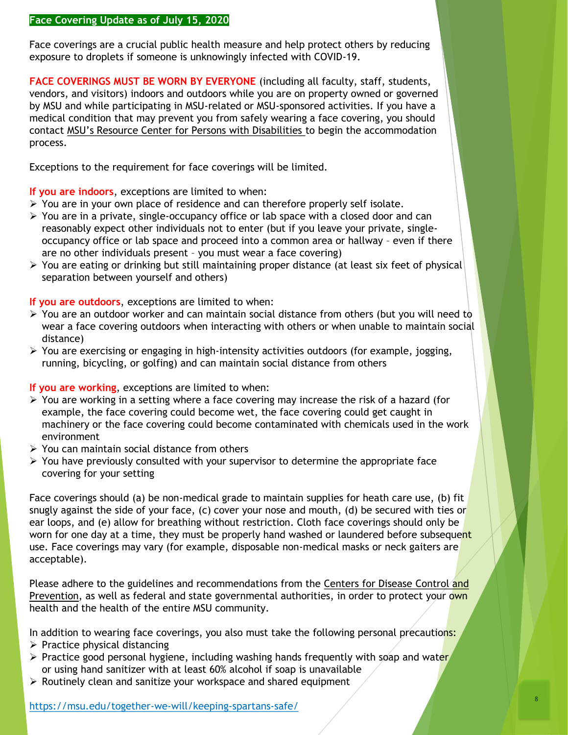## Face Covering Update as of July 15, 2020

Face coverings are a crucial public health measure and help protect others by reducing exposure to droplets if someone is unknowingly infected with COVID-19.

**FACE COVERINGS MUST BE WORN BY EVERYONE** (including all faculty, staff, students, vendors, and visitors) indoors and outdoors while you are on property owned or governed by MSU and while participating in MSU-related or MSU-sponsored activities. If you have a medical condition that may prevent you from safely wearing a face covering, you should contact MSU's Resource Center for Persons with Disabilities to begin the accommodation process.

Exceptions to the requirement for face coverings will be limited.

**If you are indoors**, exceptions are limited to when:

- You are in your own place of residence and can therefore properly self isolate.
- You are in a private, single-occupancy office or lab space with a closed door and can reasonably expect other individuals not to enter (but if you leave your private, single-occupancy office or lab space and proceed into a common area or hallway – even if there are no other individuals present – you must wear a face covering)
- You are eating or drinking but still maintaining proper distance (at least six feet of physical separation between yourself and others)

**If you are outdoors**, exceptions are limited to when:

- You are an outdoor worker and can maintain social distance from others (but you will need to wear a face covering outdoors when interacting with others or when unable to maintain social distance)
- You are exercising or engaging in high-intensity activities outdoors (for example, jogging, running, bicycling, or golfing) and can maintain social distance from others

**If you are working**, exceptions are limited to when:

- You are working in a setting where a face covering may increase the risk of a hazard (for example, the face covering could become wet, the face covering could get caught in machinery or the face covering could become contaminated with chemicals used in the work environment
- You can maintain social distance from others
- You have previously consulted with your supervisor to determine the appropriate face covering for your setting

Face coverings should (a) be non-medical grade to maintain supplies for heath care use, (b) fit snugly against the side of your face, (c) cover your nose and mouth, (d) be secured with ties or ear loops, and (e) allow for breathing without restriction. Cloth face coverings should only be worn for one day at a time, they must be properly hand washed or laundered before subsequent use. Face coverings may vary (for example, disposable non-medical masks or neck gaiters are acceptable).

Please adhere to the guidelines and recommendations from the Centers for Disease Control and Prevention, as well as federal and state governmental authorities, in order to protect your own health and the health of the entire MSU community.

In addition to wearing face coverings, you also must take the following personal precautions:

- Practice physical distancing
- Practice good personal hygiene, including washing hands frequently with soap and water or using hand sanitizer with at least 60% alcohol if soap is unavailable
- Routinely clean and sanitize your workspace and shared equipment

https://msu.edu/together-we-will/keeping-spartans-safe/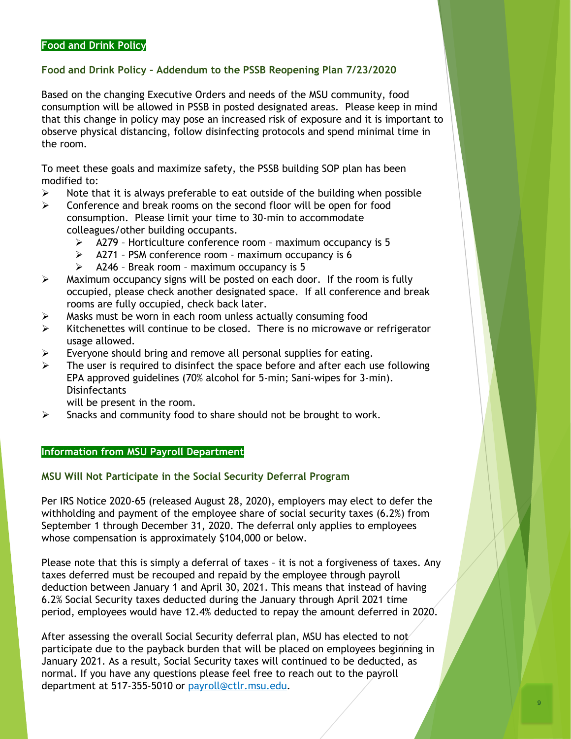## Food and Drink Policy

### Food and Drink Policy – Addendum to the PSSB Reopening Plan 7/23/2020

Based on the changing Executive Orders and needs of the MSU community, food consumption will be allowed in PSSB in posted designated areas. Please keep in mind that this change in policy may pose an increased risk of exposure and it is important to observe physical distancing, follow disinfecting protocols and spend minimal time in the room.

To meet these goals and maximize safety, the PSSB building SOP plan has been modified to:

- Note that it is always preferable to eat outside of the building when possible
- Conference and break rooms on the second floor will be open for food consumption. Please limit your time to 30-min to accommodate colleagues/other building occupants.
  - A279 – Horticulture conference room – maximum occupancy is 5
  - A271 – PSM conference room – maximum occupancy is 6
  - A246 – Break room – maximum occupancy is 5
- Maximum occupancy signs will be posted on each door. If the room is fully occupied, please check another designated space. If all conference and break rooms are fully occupied, check back later.
- Masks must be worn in each room unless actually consuming food
- Kitchenettes will continue to be closed. There is no microwave or refrigerator usage allowed.
- Everyone should bring and remove all personal supplies for eating.
- The user is required to disinfect the space before and after each use following EPA approved guidelines (70% alcohol for 5-min; Sani-wipes for 3-min). Disinfectants will be present in the room.
- Snacks and community food to share should not be brought to work.

## Information from MSU Payroll Department

### MSU Will Not Participate in the Social Security Deferral Program

Per IRS Notice 2020-65 (released August 28, 2020), employers may elect to defer the withholding and payment of the employee share of social security taxes (6.2%) from September 1 through December 31, 2020. The deferral only applies to employees whose compensation is approximately $104,000 or below.

Please note that this is simply a deferral of taxes – it is not a forgiveness of taxes. Any taxes deferred must be recouped and repaid by the employee through payroll deduction between January 1 and April 30, 2021. This means that instead of having 6.2% Social Security taxes deducted during the January through April 2021 time period, employees would have 12.4% deducted to repay the amount deferred in 2020.

After assessing the overall Social Security deferral plan, MSU has elected to not participate due to the payback burden that will be placed on employees beginning in January 2021. As a result, Social Security taxes will continued to be deducted, as normal. If you have any questions please feel free to reach out to the payroll department at 517-355-5010 or [payroll@ctlr.msu.edu](mailto:payroll@ctlr.msu.edu).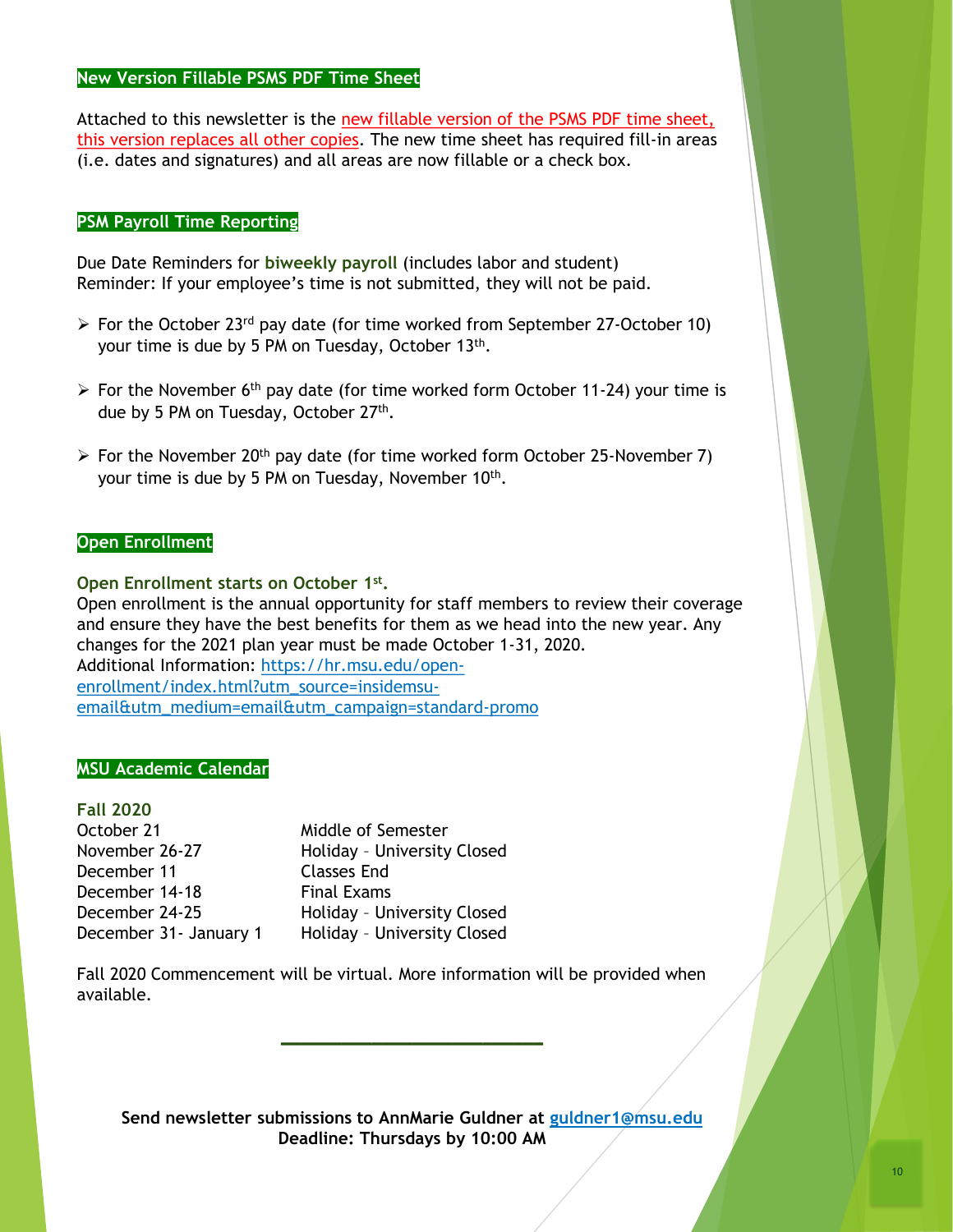## New Version Fillable PSMS PDF Time Sheet

Attached to this newsletter is the new fillable version of the PSMS PDF time sheet, this version replaces all other copies. The new time sheet has required fill-in areas (i.e. dates and signatures) and all areas are now fillable or a check box.

## PSM Payroll Time Reporting

Due Date Reminders for **biweekly payroll** (includes labor and student)
Reminder: If your employee's time is not submitted, they will not be paid.

- For the October 23rd pay date (for time worked from September 27-October 10) your time is due by 5 PM on Tuesday, October 13th.
- For the November 6th pay date (for time worked form October 11-24) your time is due by 5 PM on Tuesday, October 27th.
- For the November 20th pay date (for time worked form October 25-November 7) your time is due by 5 PM on Tuesday, November 10th.

## Open Enrollment

**Open Enrollment starts on October 1st.**
Open enrollment is the annual opportunity for staff members to review their coverage and ensure they have the best benefits for them as we head into the new year. Any changes for the 2021 plan year must be made October 1-31, 2020.
Additional Information: https://hr.msu.edu/open-enrollment/index.html?utm_source=insidemsu-email&utm_medium=email&utm_campaign=standard-promo

## MSU Academic Calendar

**Fall 2020**

| | |
|---|---|
| October 21 | Middle of Semester |
| November 26-27 | Holiday – University Closed |
| December 11 | Classes End |
| December 14-18 | Final Exams |
| December 24-25 | Holiday – University Closed |
| December 31- January 1 | Holiday – University Closed |

Fall 2020 Commencement will be virtual. More information will be provided when available.

---

**Send newsletter submissions to AnnMarie Guldner at guldner1@msu.edu**
**Deadline: Thursdays by 10:00 AM**